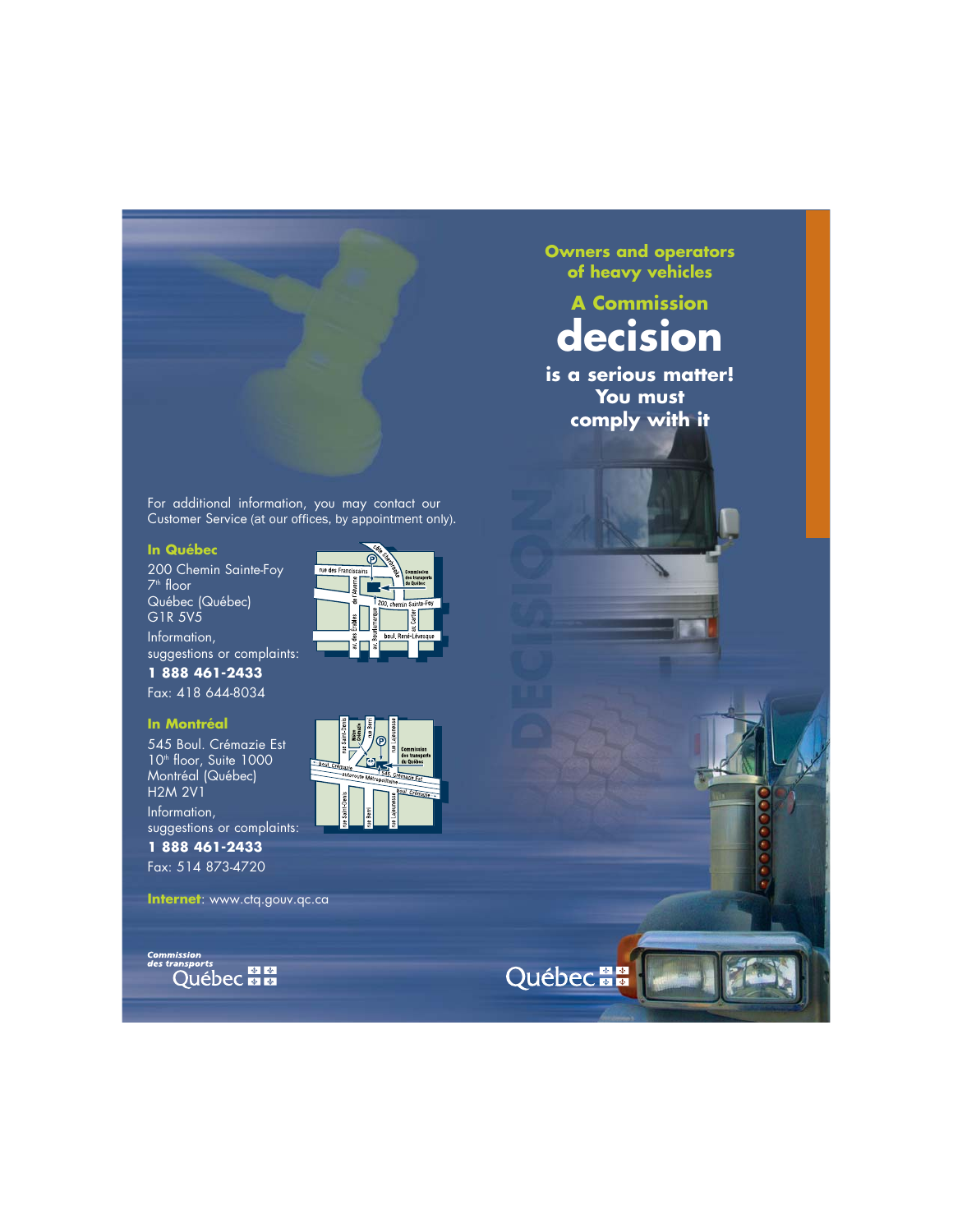# Owners and operators of heavy vehicles

## A Commission **decision** is a serious matter! You must comply with it

For additional information, you may contact our Customer Service (at our offices, by appointment only).

**In Québec**

200 Chemin Sainte-Foy
7th floor
Québec (Québec)
G1R 5V5

Information,
suggestions or complaints:

**1 888 461-2433**

Fax: 418 644-8034

**In Montréal**

545 Boul. Crémazie Est
10th floor, Suite 1000
Montréal (Québec)
H2M 2V1

Information,
suggestions or complaints:

**1 888 461-2433**

Fax: 514 873-4720

**Internet**: www.ctq.gouv.qc.ca

Commission des transports Québec

Québec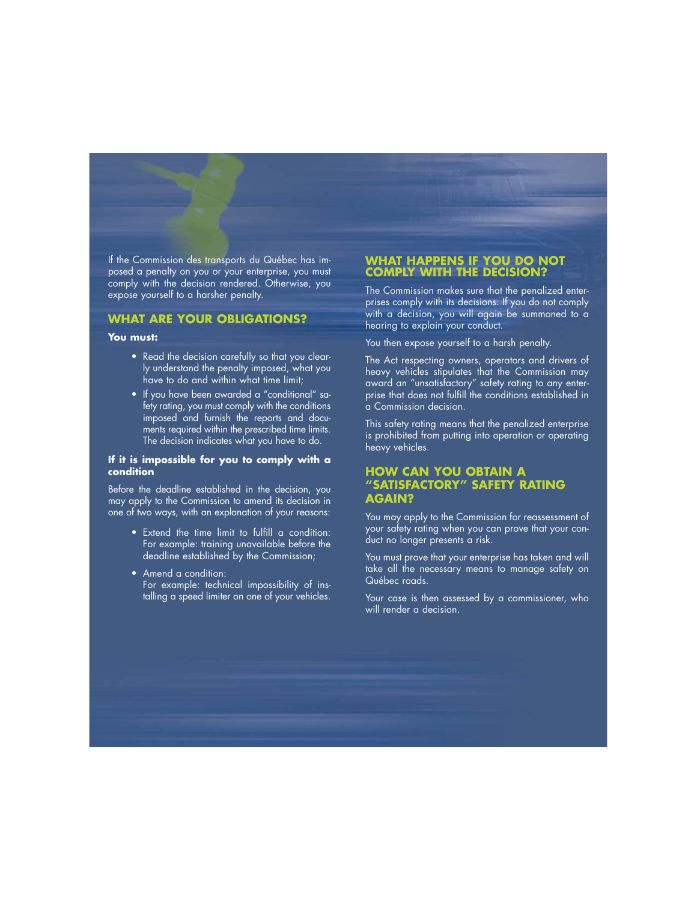If the Commission des transports du Québec has imposed a penalty on you or your enterprise, you must comply with the decision rendered. Otherwise, you expose yourself to a harsher penalty.

## WHAT ARE YOUR OBLIGATIONS?

**You must:**

- Read the decision carefully so that you clearly understand the penalty imposed, what you have to do and within what time limit;
- If you have been awarded a "conditional" safety rating, you must comply with the conditions imposed and furnish the reports and documents required within the prescribed time limits. The decision indicates what you have to do.

**If it is impossible for you to comply with a condition**

Before the deadline established in the decision, you may apply to the Commission to amend its decision in one of two ways, with an explanation of your reasons:

- Extend the time limit to fulfill a condition: For example: training unavailable before the deadline established by the Commission;
- Amend a condition:
  For example: technical impossibility of installing a speed limiter on one of your vehicles.

## WHAT HAPPENS IF YOU DO NOT COMPLY WITH THE DECISION?

The Commission makes sure that the penalized enterprises comply with its decisions. If you do not comply with a decision, you will again be summoned to a hearing to explain your conduct.

You then expose yourself to a harsh penalty.

The Act respecting owners, operators and drivers of heavy vehicles stipulates that the Commission may award an "unsatisfactory" safety rating to any enterprise that does not fulfill the conditions established in a Commission decision.

This safety rating means that the penalized enterprise is prohibited from putting into operation or operating heavy vehicles.

## HOW CAN YOU OBTAIN A "SATISFACTORY" SAFETY RATING AGAIN?

You may apply to the Commission for reassessment of your safety rating when you can prove that your conduct no longer presents a risk.

You must prove that your enterprise has taken and will take all the necessary means to manage safety on Québec roads.

Your case is then assessed by a commissioner, who will render a decision.